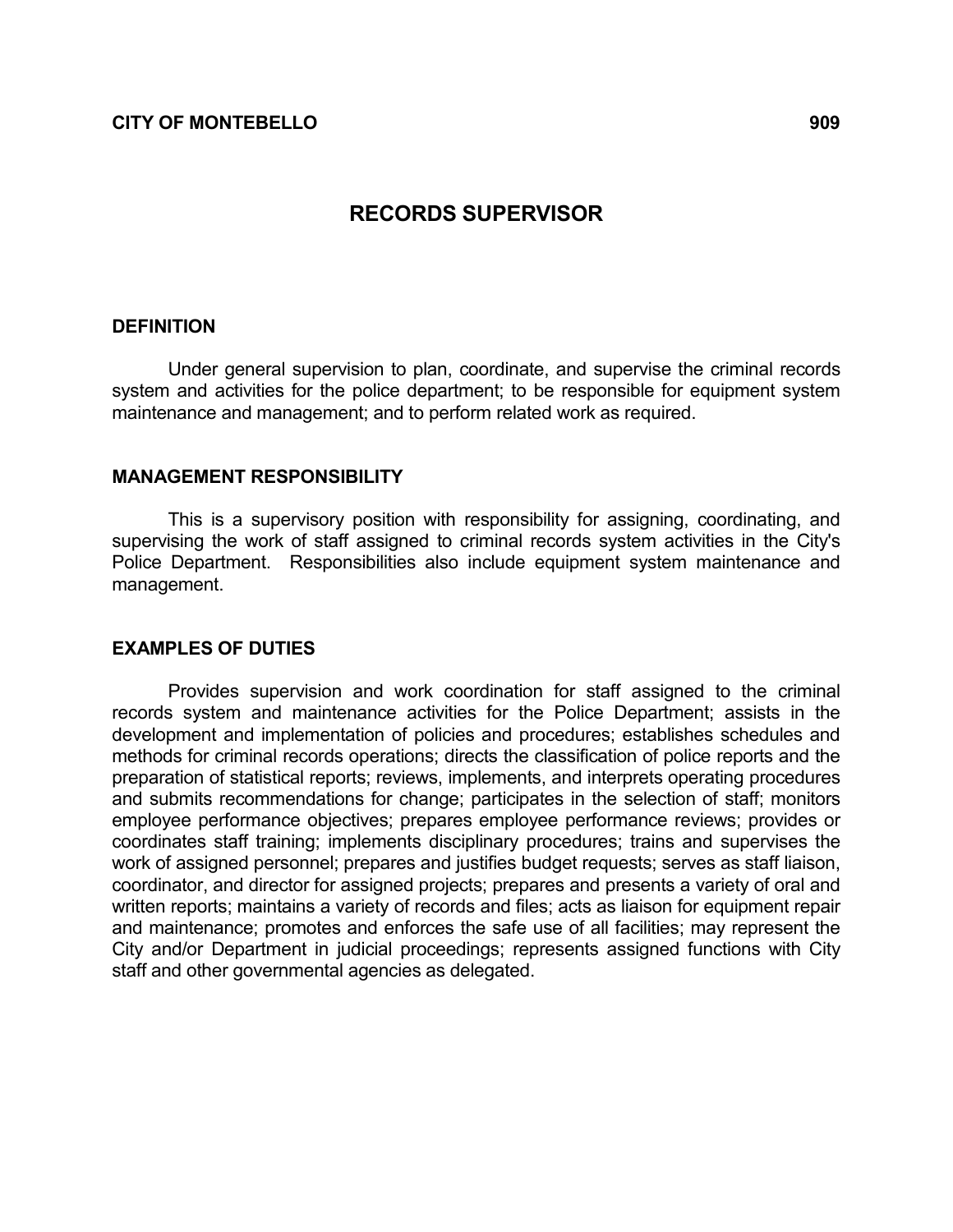**CITY OF MONTEBELLO** **909**

# RECORDS SUPERVISOR

## DEFINITION

Under general supervision to plan, coordinate, and supervise the criminal records system and activities for the police department; to be responsible for equipment system maintenance and management; and to perform related work as required.

## MANAGEMENT RESPONSIBILITY

This is a supervisory position with responsibility for assigning, coordinating, and supervising the work of staff assigned to criminal records system activities in the City's Police Department. Responsibilities also include equipment system maintenance and management.

## EXAMPLES OF DUTIES

Provides supervision and work coordination for staff assigned to the criminal records system and maintenance activities for the Police Department; assists in the development and implementation of policies and procedures; establishes schedules and methods for criminal records operations; directs the classification of police reports and the preparation of statistical reports; reviews, implements, and interprets operating procedures and submits recommendations for change; participates in the selection of staff; monitors employee performance objectives; prepares employee performance reviews; provides or coordinates staff training; implements disciplinary procedures; trains and supervises the work of assigned personnel; prepares and justifies budget requests; serves as staff liaison, coordinator, and director for assigned projects; prepares and presents a variety of oral and written reports; maintains a variety of records and files; acts as liaison for equipment repair and maintenance; promotes and enforces the safe use of all facilities; may represent the City and/or Department in judicial proceedings; represents assigned functions with City staff and other governmental agencies as delegated.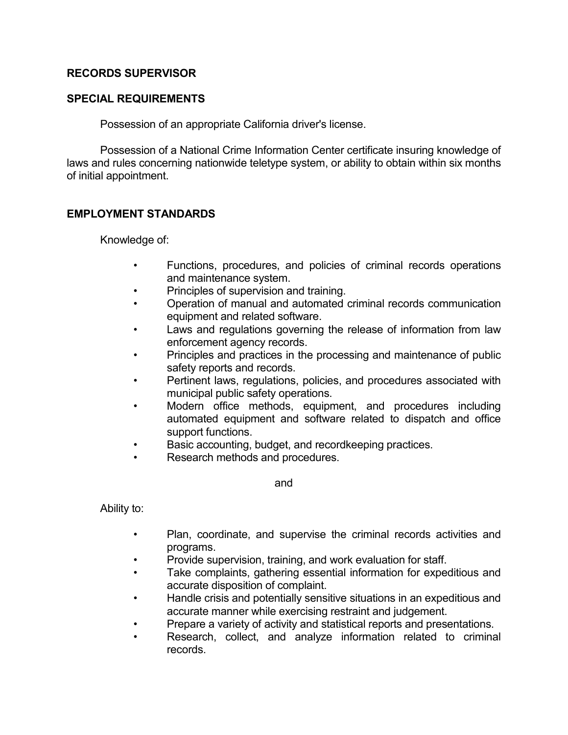**RECORDS SUPERVISOR**

**SPECIAL REQUIREMENTS**

Possession of an appropriate California driver's license.

Possession of a National Crime Information Center certificate insuring knowledge of laws and rules concerning nationwide teletype system, or ability to obtain within six months of initial appointment.

**EMPLOYMENT STANDARDS**

Knowledge of:

- Functions, procedures, and policies of criminal records operations and maintenance system.
- Principles of supervision and training.
- Operation of manual and automated criminal records communication equipment and related software.
- Laws and regulations governing the release of information from law enforcement agency records.
- Principles and practices in the processing and maintenance of public safety reports and records.
- Pertinent laws, regulations, policies, and procedures associated with municipal public safety operations.
- Modern office methods, equipment, and procedures including automated equipment and software related to dispatch and office support functions.
- Basic accounting, budget, and recordkeeping practices.
- Research methods and procedures.

and

Ability to:

- Plan, coordinate, and supervise the criminal records activities and programs.
- Provide supervision, training, and work evaluation for staff.
- Take complaints, gathering essential information for expeditious and accurate disposition of complaint.
- Handle crisis and potentially sensitive situations in an expeditious and accurate manner while exercising restraint and judgement.
- Prepare a variety of activity and statistical reports and presentations.
- Research, collect, and analyze information related to criminal records.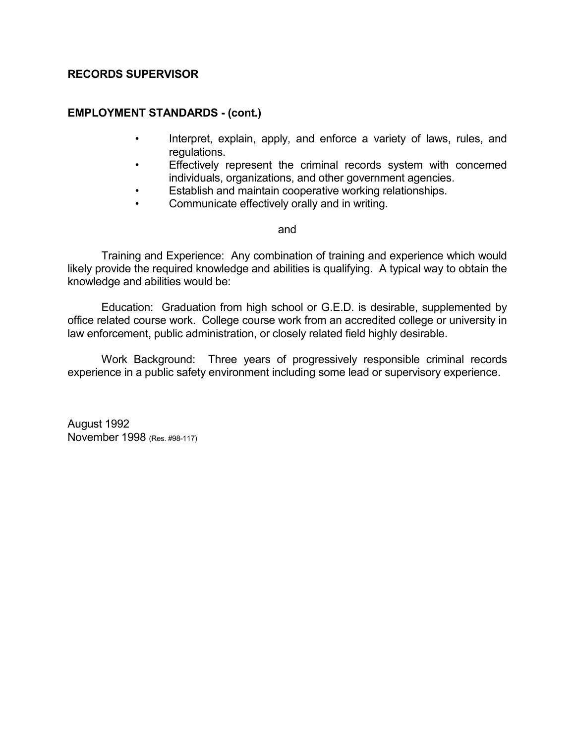**RECORDS SUPERVISOR**

**EMPLOYMENT STANDARDS - (cont.)**

- Interpret, explain, apply, and enforce a variety of laws, rules, and regulations.
- Effectively represent the criminal records system with concerned individuals, organizations, and other government agencies.
- Establish and maintain cooperative working relationships.
- Communicate effectively orally and in writing.

and

Training and Experience: Any combination of training and experience which would likely provide the required knowledge and abilities is qualifying. A typical way to obtain the knowledge and abilities would be:

Education: Graduation from high school or G.E.D. is desirable, supplemented by office related course work. College course work from an accredited college or university in law enforcement, public administration, or closely related field highly desirable.

Work Background: Three years of progressively responsible criminal records experience in a public safety environment including some lead or supervisory experience.

August 1992
November 1998 (Res. #98-117)